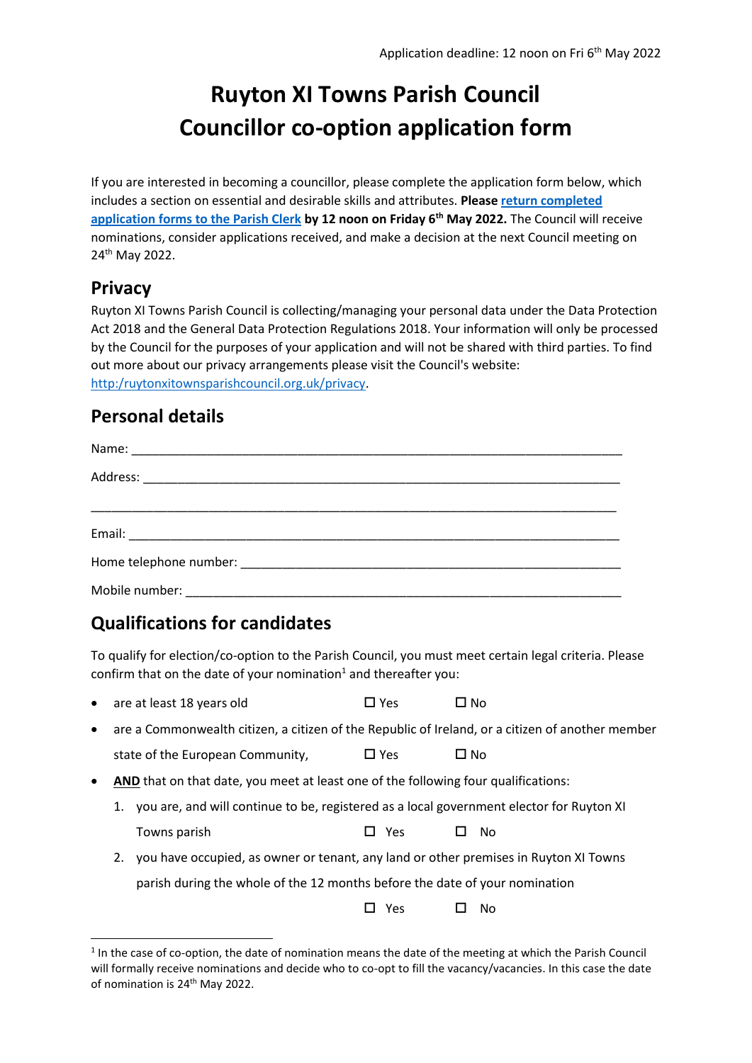Application deadline: 12 noon on Fri 6th May 2022

# Ruyton XI Towns Parish Council
# Councillor co-option application form

If you are interested in becoming a councillor, please complete the application form below, which includes a section on essential and desirable skills and attributes. **Please return completed application forms to the Parish Clerk by 12 noon on Friday 6th May 2022.** The Council will receive nominations, consider applications received, and make a decision at the next Council meeting on 24th May 2022.

## Privacy

Ruyton XI Towns Parish Council is collecting/managing your personal data under the Data Protection Act 2018 and the General Data Protection Regulations 2018. Your information will only be processed by the Council for the purposes of your application and will not be shared with third parties. To find out more about our privacy arrangements please visit the Council's website: http:/ruytonxitownsparishcouncil.org.uk/privacy.

## Personal details

Name: ___________________________________________________________________________

Address: _________________________________________________________________________

_________________________________________________________________________________

Email: ___________________________________________________________________________

Home telephone number: ___________________________________________________________

Mobile number: ___________________________________________________________________

## Qualifications for candidates

To qualify for election/co-option to the Parish Council, you must meet certain legal criteria. Please confirm that on the date of your nomination[1] and thereafter you:

- are at least 18 years old ☐ Yes ☐ No
- are a Commonwealth citizen, a citizen of the Republic of Ireland, or a citizen of another member state of the European Community, ☐ Yes ☐ No
- **AND** that on that date, you meet at least one of the following four qualifications:
  1. you are, and will continue to be, registered as a local government elector for Ruyton XI Towns parish ☐ Yes ☐ No
  2. you have occupied, as owner or tenant, any land or other premises in Ruyton XI Towns parish during the whole of the 12 months before the date of your nomination ☐ Yes ☐ No

[1] In the case of co-option, the date of nomination means the date of the meeting at which the Parish Council will formally receive nominations and decide who to co-opt to fill the vacancy/vacancies. In this case the date of nomination is 24th May 2022.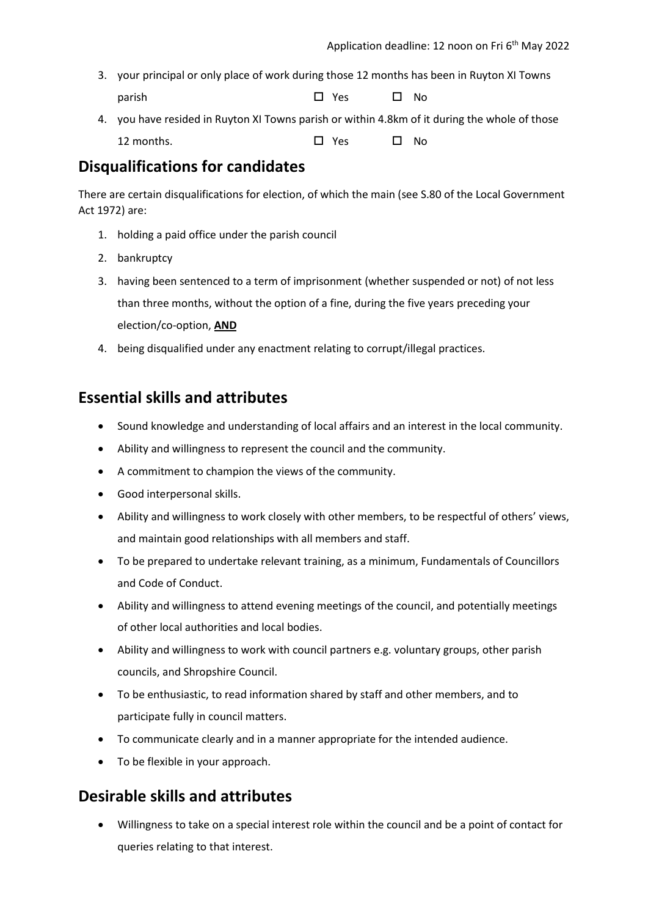3. your principal or only place of work during those 12 months has been in Ruyton XI Towns parish ☐ Yes ☐ No
4. you have resided in Ruyton XI Towns parish or within 4.8km of it during the whole of those 12 months. ☐ Yes ☐ No

## Disqualifications for candidates

There are certain disqualifications for election, of which the main (see S.80 of the Local Government Act 1972) are:

1. holding a paid office under the parish council
2. bankruptcy
3. having been sentenced to a term of imprisonment (whether suspended or not) of not less than three months, without the option of a fine, during the five years preceding your election/co-option, **AND**
4. being disqualified under any enactment relating to corrupt/illegal practices.

## Essential skills and attributes

- Sound knowledge and understanding of local affairs and an interest in the local community.
- Ability and willingness to represent the council and the community.
- A commitment to champion the views of the community.
- Good interpersonal skills.
- Ability and willingness to work closely with other members, to be respectful of others' views, and maintain good relationships with all members and staff.
- To be prepared to undertake relevant training, as a minimum, Fundamentals of Councillors and Code of Conduct.
- Ability and willingness to attend evening meetings of the council, and potentially meetings of other local authorities and local bodies.
- Ability and willingness to work with council partners e.g. voluntary groups, other parish councils, and Shropshire Council.
- To be enthusiastic, to read information shared by staff and other members, and to participate fully in council matters.
- To communicate clearly and in a manner appropriate for the intended audience.
- To be flexible in your approach.

## Desirable skills and attributes

- Willingness to take on a special interest role within the council and be a point of contact for queries relating to that interest.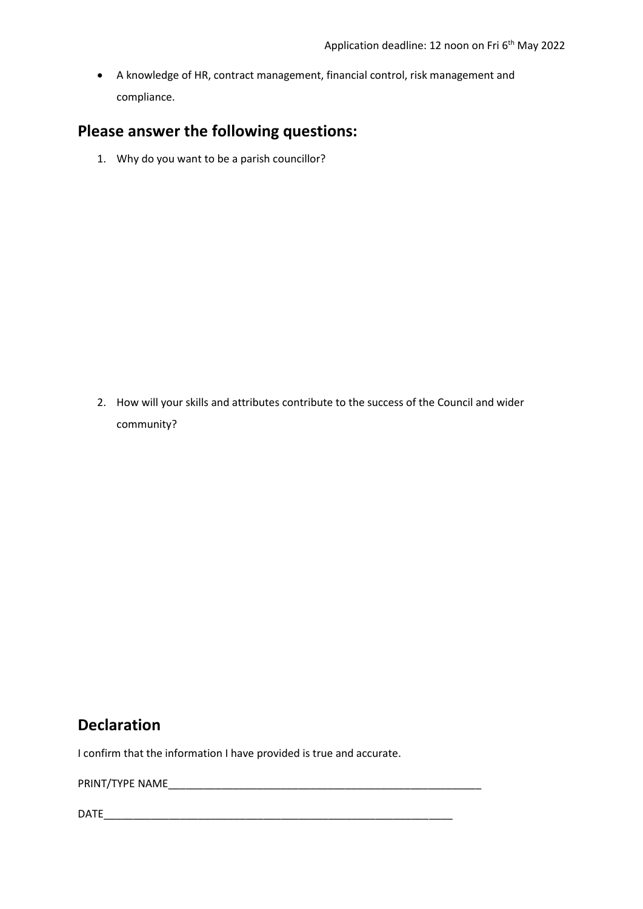Application deadline: 12 noon on Fri 6th May 2022

- A knowledge of HR, contract management, financial control, risk management and compliance.

## Please answer the following questions:

1. Why do you want to be a parish councillor?

2. How will your skills and attributes contribute to the success of the Council and wider community?

## Declaration

I confirm that the information I have provided is true and accurate.

PRINT/TYPE NAME_______________________________________________________

DATE_____________________________________________________________